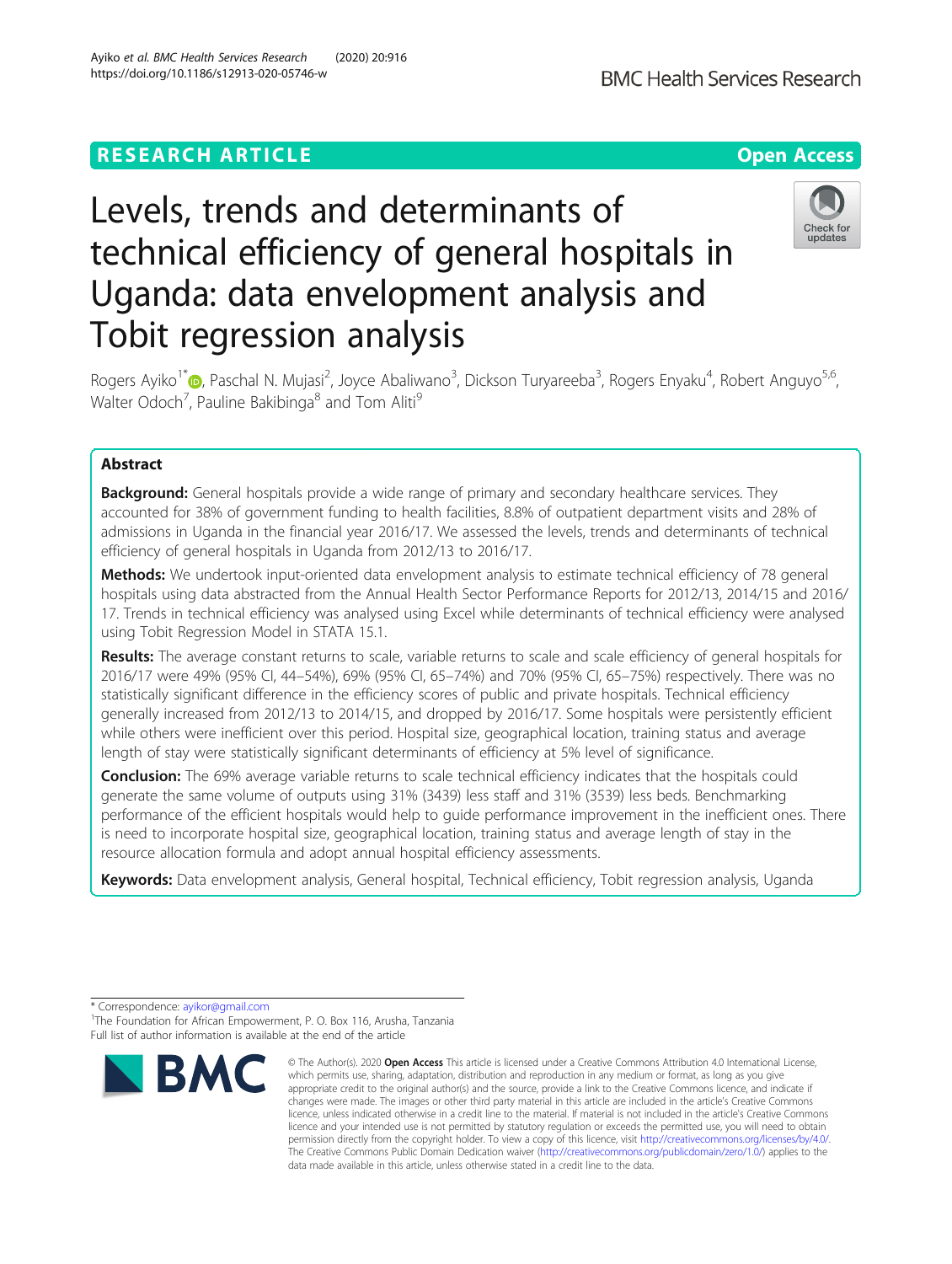RESEARCH ARTICLE

Open Access

# Levels, trends and determinants of technical efficiency of general hospitals in Uganda: data envelopment analysis and Tobit regression analysis

Rogers Ayiko[1*], Paschal N. Mujasi[2], Joyce Abaliwano[3], Dickson Turyareeba[3], Rogers Enyaku[4], Robert Anguyo[5,6], Walter Odoch[7], Pauline Bakibinga[8] and Tom Aliti[9]

## Abstract

**Background:** General hospitals provide a wide range of primary and secondary healthcare services. They accounted for 38% of government funding to health facilities, 8.8% of outpatient department visits and 28% of admissions in Uganda in the financial year 2016/17. We assessed the levels, trends and determinants of technical efficiency of general hospitals in Uganda from 2012/13 to 2016/17.

**Methods:** We undertook input-oriented data envelopment analysis to estimate technical efficiency of 78 general hospitals using data abstracted from the Annual Health Sector Performance Reports for 2012/13, 2014/15 and 2016/17. Trends in technical efficiency was analysed using Excel while determinants of technical efficiency were analysed using Tobit Regression Model in STATA 15.1.

**Results:** The average constant returns to scale, variable returns to scale and scale efficiency of general hospitals for 2016/17 were 49% (95% CI, 44–54%), 69% (95% CI, 65–74%) and 70% (95% CI, 65–75%) respectively. There was no statistically significant difference in the efficiency scores of public and private hospitals. Technical efficiency generally increased from 2012/13 to 2014/15, and dropped by 2016/17. Some hospitals were persistently efficient while others were inefficient over this period. Hospital size, geographical location, training status and average length of stay were statistically significant determinants of efficiency at 5% level of significance.

**Conclusion:** The 69% average variable returns to scale technical efficiency indicates that the hospitals could generate the same volume of outputs using 31% (3439) less staff and 31% (3539) less beds. Benchmarking performance of the efficient hospitals would help to guide performance improvement in the inefficient ones. There is need to incorporate hospital size, geographical location, training status and average length of stay in the resource allocation formula and adopt annual hospital efficiency assessments.

**Keywords:** Data envelopment analysis, General hospital, Technical efficiency, Tobit regression analysis, Uganda

---

\* Correspondence: ayikor@gmail.com

[1]The Foundation for African Empowerment, P. O. Box 116, Arusha, Tanzania

Full list of author information is available at the end of the article

© The Author(s). 2020 **Open Access** This article is licensed under a Creative Commons Attribution 4.0 International License, which permits use, sharing, adaptation, distribution and reproduction in any medium or format, as long as you give appropriate credit to the original author(s) and the source, provide a link to the Creative Commons licence, and indicate if changes were made. The images or other third party material in this article are included in the article's Creative Commons licence, unless indicated otherwise in a credit line to the material. If material is not included in the article's Creative Commons licence and your intended use is not permitted by statutory regulation or exceeds the permitted use, you will need to obtain permission directly from the copyright holder. To view a copy of this licence, visit http://creativecommons.org/licenses/by/4.0/. The Creative Commons Public Domain Dedication waiver (http://creativecommons.org/publicdomain/zero/1.0/) applies to the data made available in this article, unless otherwise stated in a credit line to the data.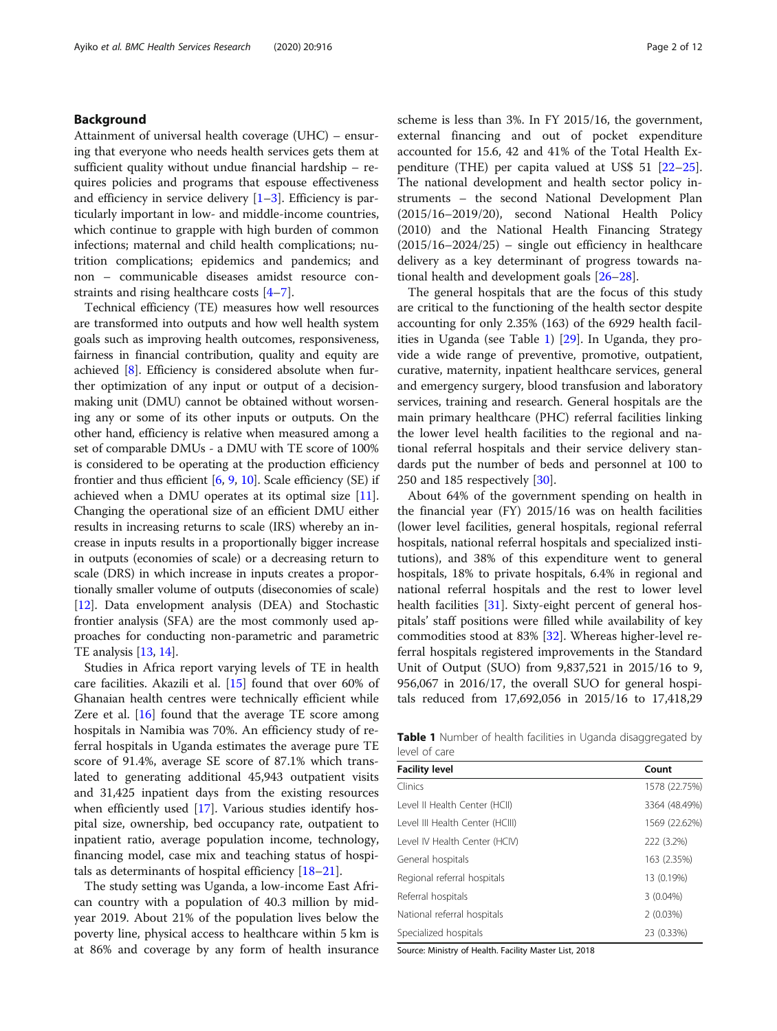## Background

Attainment of universal health coverage (UHC) – ensuring that everyone who needs health services gets them at sufficient quality without undue financial hardship – requires policies and programs that espouse effectiveness and efficiency in service delivery [1–3]. Efficiency is particularly important in low- and middle-income countries, which continue to grapple with high burden of common infections; maternal and child health complications; nutrition complications; epidemics and pandemics; and non – communicable diseases amidst resource constraints and rising healthcare costs [4–7].

Technical efficiency (TE) measures how well resources are transformed into outputs and how well health system goals such as improving health outcomes, responsiveness, fairness in financial contribution, quality and equity are achieved [8]. Efficiency is considered absolute when further optimization of any input or output of a decision-making unit (DMU) cannot be obtained without worsening any or some of its other inputs or outputs. On the other hand, efficiency is relative when measured among a set of comparable DMUs - a DMU with TE score of 100% is considered to be operating at the production efficiency frontier and thus efficient [6, 9, 10]. Scale efficiency (SE) if achieved when a DMU operates at its optimal size [11]. Changing the operational size of an efficient DMU either results in increasing returns to scale (IRS) whereby an increase in inputs results in a proportionally bigger increase in outputs (economies of scale) or a decreasing return to scale (DRS) in which increase in inputs creates a proportionally smaller volume of outputs (diseconomies of scale) [12]. Data envelopment analysis (DEA) and Stochastic frontier analysis (SFA) are the most commonly used approaches for conducting non-parametric and parametric TE analysis [13, 14].

Studies in Africa report varying levels of TE in health care facilities. Akazili et al. [15] found that over 60% of Ghanaian health centres were technically efficient while Zere et al. [16] found that the average TE score among hospitals in Namibia was 70%. An efficiency study of referral hospitals in Uganda estimates the average pure TE score of 91.4%, average SE score of 87.1% which translated to generating additional 45,943 outpatient visits and 31,425 inpatient days from the existing resources when efficiently used [17]. Various studies identify hospital size, ownership, bed occupancy rate, outpatient to inpatient ratio, average population income, technology, financing model, case mix and teaching status of hospitals as determinants of hospital efficiency [18–21].

The study setting was Uganda, a low-income East African country with a population of 40.3 million by mid-year 2019. About 21% of the population lives below the poverty line, physical access to healthcare within 5 km is at 86% and coverage by any form of health insurance scheme is less than 3%. In FY 2015/16, the government, external financing and out of pocket expenditure accounted for 15.6, 42 and 41% of the Total Health Expenditure (THE) per capita valued at US$ 51 [22–25]. The national development and health sector policy instruments – the second National Development Plan (2015/16–2019/20), second National Health Policy (2010) and the National Health Financing Strategy (2015/16–2024/25) – single out efficiency in healthcare delivery as a key determinant of progress towards national health and development goals [26–28].

The general hospitals that are the focus of this study are critical to the functioning of the health sector despite accounting for only 2.35% (163) of the 6929 health facilities in Uganda (see Table 1) [29]. In Uganda, they provide a wide range of preventive, promotive, outpatient, curative, maternity, inpatient healthcare services, general and emergency surgery, blood transfusion and laboratory services, training and research. General hospitals are the main primary healthcare (PHC) referral facilities linking the lower level health facilities to the regional and national referral hospitals and their service delivery standards put the number of beds and personnel at 100 to 250 and 185 respectively [30].

About 64% of the government spending on health in the financial year (FY) 2015/16 was on health facilities (lower level facilities, general hospitals, regional referral hospitals, national referral hospitals and specialized institutions), and 38% of this expenditure went to general hospitals, 18% to private hospitals, 6.4% in regional and national referral hospitals and the rest to lower level health facilities [31]. Sixty-eight percent of general hospitals' staff positions were filled while availability of key commodities stood at 83% [32]. Whereas higher-level referral hospitals registered improvements in the Standard Unit of Output (SUO) from 9,837,521 in 2015/16 to 9, 956,067 in 2016/17, the overall SUO for general hospitals reduced from 17,692,056 in 2015/16 to 17,418,29

**Table 1** Number of health facilities in Uganda disaggregated by level of care

| Facility level | Count |
|---|---|
| Clinics | 1578 (22.75%) |
| Level II Health Center (HCII) | 3364 (48.49%) |
| Level III Health Center (HCIII) | 1569 (22.62%) |
| Level IV Health Center (HCIV) | 222 (3.2%) |
| General hospitals | 163 (2.35%) |
| Regional referral hospitals | 13 (0.19%) |
| Referral hospitals | 3 (0.04%) |
| National referral hospitals | 2 (0.03%) |
| Specialized hospitals | 23 (0.33%) |

Source: Ministry of Health. Facility Master List, 2018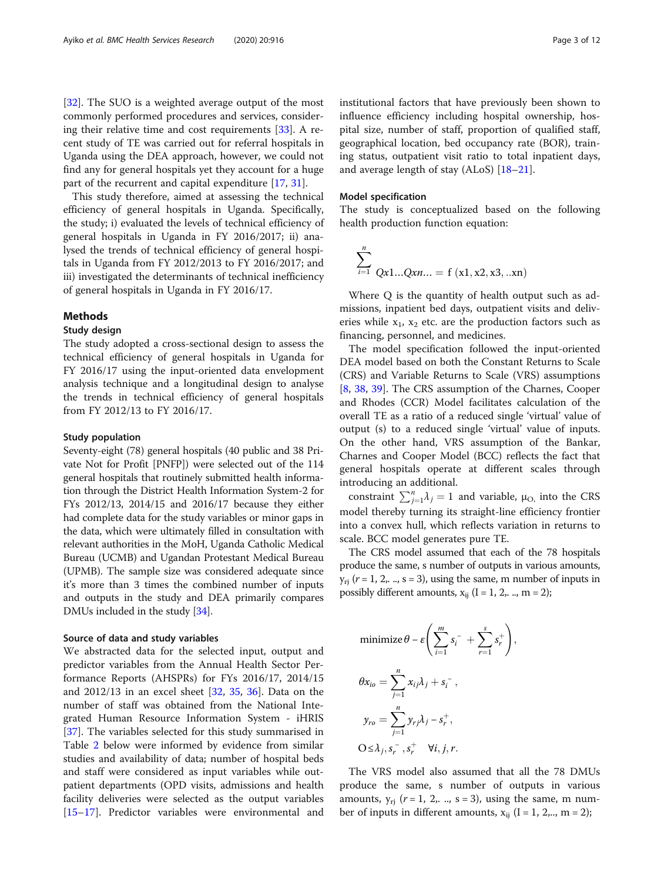[32]. The SUO is a weighted average output of the most commonly performed procedures and services, considering their relative time and cost requirements [33]. A recent study of TE was carried out for referral hospitals in Uganda using the DEA approach, however, we could not find any for general hospitals yet they account for a huge part of the recurrent and capital expenditure [17, 31].

This study therefore, aimed at assessing the technical efficiency of general hospitals in Uganda. Specifically, the study; i) evaluated the levels of technical efficiency of general hospitals in Uganda in FY 2016/2017; ii) analysed the trends of technical efficiency of general hospitals in Uganda from FY 2012/2013 to FY 2016/2017; and iii) investigated the determinants of technical inefficiency of general hospitals in Uganda in FY 2016/17.

## Methods

### Study design

The study adopted a cross-sectional design to assess the technical efficiency of general hospitals in Uganda for FY 2016/17 using the input-oriented data envelopment analysis technique and a longitudinal design to analyse the trends in technical efficiency of general hospitals from FY 2012/13 to FY 2016/17.

### Study population

Seventy-eight (78) general hospitals (40 public and 38 Private Not for Profit [PNFP]) were selected out of the 114 general hospitals that routinely submitted health information through the District Health Information System-2 for FYs 2012/13, 2014/15 and 2016/17 because they either had complete data for the study variables or minor gaps in the data, which were ultimately filled in consultation with relevant authorities in the MoH, Uganda Catholic Medical Bureau (UCMB) and Ugandan Protestant Medical Bureau (UPMB). The sample size was considered adequate since it's more than 3 times the combined number of inputs and outputs in the study and DEA primarily compares DMUs included in the study [34].

### Source of data and study variables

We abstracted data for the selected input, output and predictor variables from the Annual Health Sector Performance Reports (AHSPRs) for FYs 2016/17, 2014/15 and 2012/13 in an excel sheet [32, 35, 36]. Data on the number of staff was obtained from the National Integrated Human Resource Information System - iHRIS [37]. The variables selected for this study summarised in Table 2 below were informed by evidence from similar studies and availability of data; number of hospital beds and staff were considered as input variables while outpatient departments (OPD visits, admissions and health facility deliveries were selected as the output variables [15–17]. Predictor variables were environmental and institutional factors that have previously been shown to influence efficiency including hospital ownership, hospital size, number of staff, proportion of qualified staff, geographical location, bed occupancy rate (BOR), training status, outpatient visit ratio to total inpatient days, and average length of stay (ALoS) [18–21].

### Model specification

The study is conceptualized based on the following health production function equation:

$$\sum_{i=1}^{n} Qx1 \ldots Qxn \ldots = \mathrm{f}\ (\mathrm{x1, x2, x3, ..xn})$$

Where Q is the quantity of health output such as admissions, inpatient bed days, outpatient visits and deliveries while $x_1$, $x_2$ etc. are the production factors such as financing, personnel, and medicines.

The model specification followed the input-oriented DEA model based on both the Constant Returns to Scale (CRS) and Variable Returns to Scale (VRS) assumptions [8, 38, 39]. The CRS assumption of the Charnes, Cooper and Rhodes (CCR) Model facilitates calculation of the overall TE as a ratio of a reduced single 'virtual' value of output (s) to a reduced single 'virtual' value of inputs. On the other hand, VRS assumption of the Bankar, Charnes and Cooper Model (BCC) reflects the fact that general hospitals operate at different scales through introducing an additional.

constraint $\sum_{j=1}^{n}\lambda_j = 1$ and variable, $\mu_{O,}$ into the CRS model thereby turning its straight-line efficiency frontier into a convex hull, which reflects variation in returns to scale. BCC model generates pure TE.

The CRS model assumed that each of the 78 hospitals produce the same, s number of outputs in various amounts, $y_{rj}$ ($r$ = 1, 2,. .., s = 3), using the same, m number of inputs in possibly different amounts, $x_{ij}$ (I = 1, 2,. .., m = 2);

$$\text{minimize}\ \theta - \varepsilon\left(\sum_{i=1}^{m} s_i^{-} + \sum_{r=1}^{s} s_r^{+}\right),$$

$$\theta x_{io} = \sum_{j=1}^{n} x_{ij}\lambda_j + s_i^{-},$$

$$y_{ro} = \sum_{j=1}^{n} y_{rj}\lambda_j - s_r^{+},$$

$$\mathrm{O} \leq \lambda_j, s_r^{-}, s_r^{+} \quad \forall i, j, r.$$

The VRS model also assumed that all the 78 DMUs produce the same, s number of outputs in various amounts, $y_{rj}$ ($r$ = 1, 2,. .., s = 3), using the same, m number of inputs in different amounts, $x_{ij}$ (I = 1, 2,.., m = 2);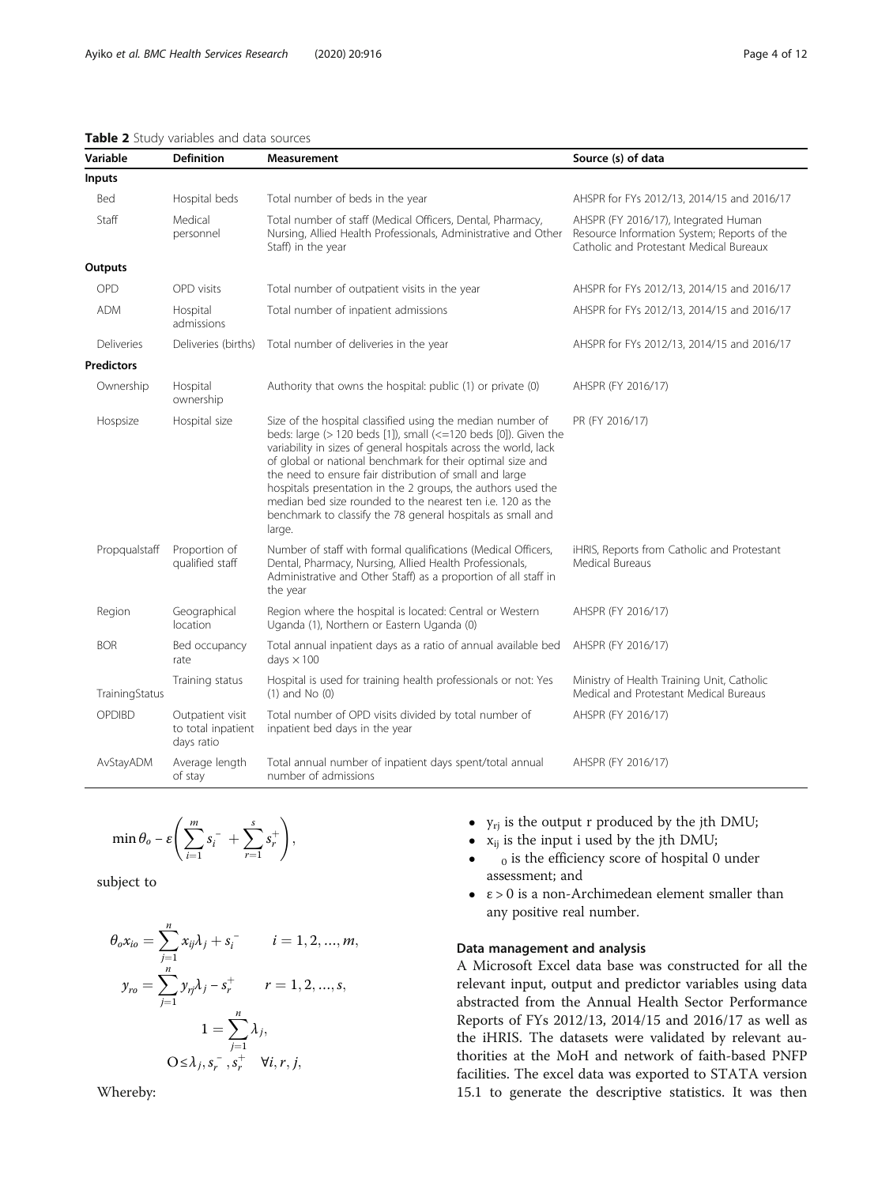**Table 2** Study variables and data sources

| Variable | Definition | Measurement | Source (s) of data |
|---|---|---|---|
| **Inputs** | | | |
| Bed | Hospital beds | Total number of beds in the year | AHSPR for FYs 2012/13, 2014/15 and 2016/17 |
| Staff | Medical personnel | Total number of staff (Medical Officers, Dental, Pharmacy, Nursing, Allied Health Professionals, Administrative and Other Staff) in the year | AHSPR (FY 2016/17), Integrated Human Resource Information System; Reports of the Catholic and Protestant Medical Bureaux |
| **Outputs** | | | |
| OPD | OPD visits | Total number of outpatient visits in the year | AHSPR for FYs 2012/13, 2014/15 and 2016/17 |
| ADM | Hospital admissions | Total number of inpatient admissions | AHSPR for FYs 2012/13, 2014/15 and 2016/17 |
| Deliveries | Deliveries (births) | Total number of deliveries in the year | AHSPR for FYs 2012/13, 2014/15 and 2016/17 |
| **Predictors** | | | |
| Ownership | Hospital ownership | Authority that owns the hospital: public (1) or private (0) | AHSPR (FY 2016/17) |
| Hospsize | Hospital size | Size of the hospital classified using the median number of beds: large (> 120 beds [1]), small (<=120 beds [0]). Given the variability in sizes of general hospitals across the world, lack of global or national benchmark for their optimal size and the need to ensure fair distribution of small and large hospitals presentation in the 2 groups, the authors used the median bed size rounded to the nearest ten i.e. 120 as the benchmark to classify the 78 general hospitals as small and large. | PR (FY 2016/17) |
| Propqualstaff | Proportion of qualified staff | Number of staff with formal qualifications (Medical Officers, Dental, Pharmacy, Nursing, Allied Health Professionals, Administrative and Other Staff) as a proportion of all staff in the year | iHRIS, Reports from Catholic and Protestant Medical Bureaus |
| Region | Geographical location | Region where the hospital is located: Central or Western Uganda (1), Northern or Eastern Uganda (0) | AHSPR (FY 2016/17) |
| BOR | Bed occupancy rate | Total annual inpatient days as a ratio of annual available bed days × 100 | AHSPR (FY 2016/17) |
| TrainingStatus | Training status | Hospital is used for training health professionals or not: Yes (1) and No (0) | Ministry of Health Training Unit, Catholic Medical and Protestant Medical Bureaus |
| OPDIBD | Outpatient visit to total inpatient days ratio | Total number of OPD visits divided by total number of inpatient bed days in the year | AHSPR (FY 2016/17) |
| AvStayADM | Average length of stay | Total annual number of inpatient days spent/total annual number of admissions | AHSPR (FY 2016/17) |

$$\min \theta_o - \varepsilon\left(\sum_{i=1}^{m} s_i^- + \sum_{r=1}^{s} s_r^+\right),$$

subject to

$$\theta_o x_{io} = \sum_{j=1}^{n} x_{ij}\lambda_j + s_i^- \qquad i = 1, 2, ..., m,$$

$$y_{ro} = \sum_{j=1}^{n} y_{rj}\lambda_j - s_r^+ \qquad r = 1, 2, ..., s,$$

$$1 = \sum_{j=1}^{n} \lambda_j,$$

$$0 \leq \lambda_j, s_r^-, s_r^+ \quad \forall i, r, j,$$

Whereby:

- $y_{rj}$ is the output r produced by the jth DMU;
- $x_{ij}$ is the input i used by the jth DMU;
- $_0$ is the efficiency score of hospital 0 under assessment; and
- $\varepsilon > 0$ is a non-Archimedean element smaller than any positive real number.

### Data management and analysis

A Microsoft Excel data base was constructed for all the relevant input, output and predictor variables using data abstracted from the Annual Health Sector Performance Reports of FYs 2012/13, 2014/15 and 2016/17 as well as the iHRIS. The datasets were validated by relevant authorities at the MoH and network of faith-based PNFP facilities. The excel data was exported to STATA version 15.1 to generate the descriptive statistics. It was then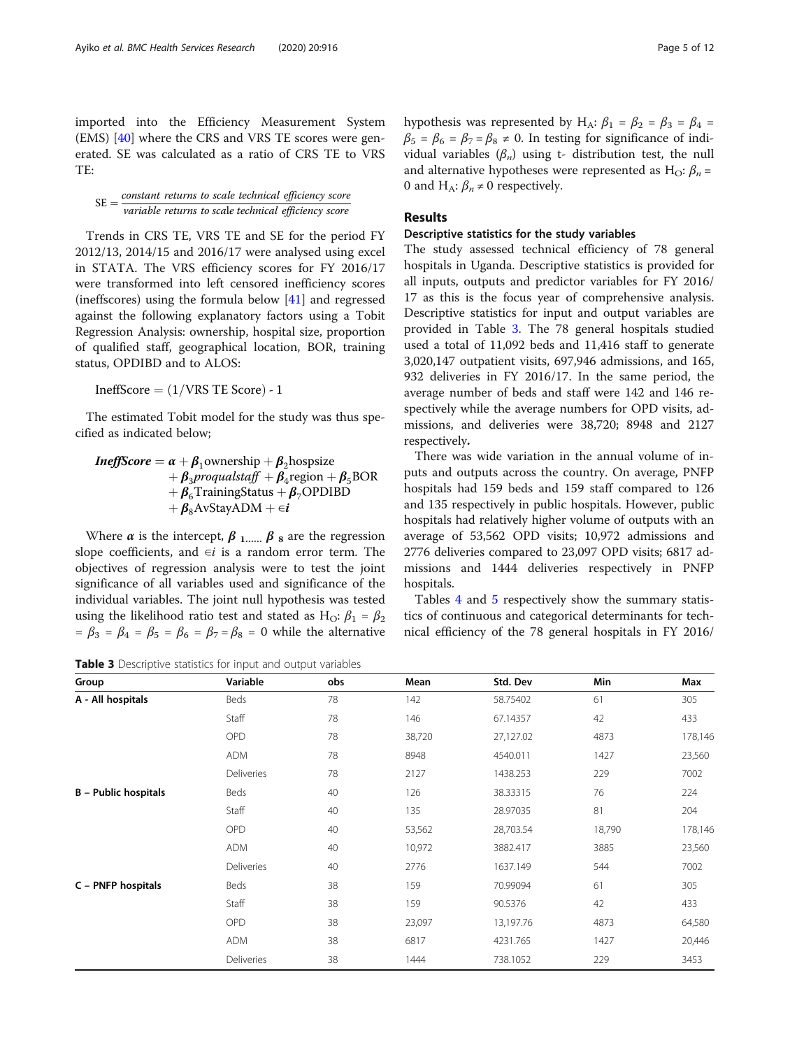imported into the Efficiency Measurement System (EMS) [40] where the CRS and VRS TE scores were generated. SE was calculated as a ratio of CRS TE to VRS TE:

$$\mathrm{SE} = \frac{\textit{constant returns to scale technical efficiency score}}{\textit{variable returns to scale technical efficiency score}}$$

Trends in CRS TE, VRS TE and SE for the period FY 2012/13, 2014/15 and 2016/17 were analysed using excel in STATA. The VRS efficiency scores for FY 2016/17 were transformed into left censored inefficiency scores (ineffscores) using the formula below [41] and regressed against the following explanatory factors using a Tobit Regression Analysis: ownership, hospital size, proportion of qualified staff, geographical location, BOR, training status, OPDIBD and to ALOS:

$$\mathrm{IneffScore} = (1/\mathrm{VRS\ TE\ Score}) - 1$$

The estimated Tobit model for the study was thus specified as indicated below;

$$\begin{aligned} \boldsymbol{IneffScore} = & \boldsymbol{\alpha} + \boldsymbol{\beta}_1 \mathrm{ownership} + \boldsymbol{\beta}_2 \mathrm{hospsize} \\ & + \boldsymbol{\beta}_3 \boldsymbol{proqualstaff} + \boldsymbol{\beta}_4 \mathrm{region} + \boldsymbol{\beta}_5 \mathrm{BOR} \\ & + \boldsymbol{\beta}_6 \mathrm{TrainingStatus} + \boldsymbol{\beta}_7 \mathrm{OPDIBD} \\ & + \boldsymbol{\beta}_8 \mathrm{AvStayADM} + \in\boldsymbol{i} \end{aligned}$$

Where $\boldsymbol{\alpha}$ is the intercept, $\boldsymbol{\beta}_1 \ldots\ldots \boldsymbol{\beta}_8$ are the regression slope coefficients, and $\in i$ is a random error term. The objectives of regression analysis were to test the joint significance of all variables used and significance of the individual variables. The joint null hypothesis was tested using the likelihood ratio test and stated as $H_O$: $\beta_1 = \beta_2 = \beta_3 = \beta_4 = \beta_5 = \beta_6 = \beta_7 = \beta_8 = 0$ while the alternative hypothesis was represented by $H_A$: $\beta_1 = \beta_2 = \beta_3 = \beta_4 = \beta_5 = \beta_6 = \beta_7 = \beta_8 \neq 0$. In testing for significance of individual variables ($\beta_n$) using t- distribution test, the null and alternative hypotheses were represented as $H_O$: $\beta_n = 0$ and $H_A$: $\beta_n \neq 0$ respectively.

## Results

### Descriptive statistics for the study variables

The study assessed technical efficiency of 78 general hospitals in Uganda. Descriptive statistics is provided for all inputs, outputs and predictor variables for FY 2016/17 as this is the focus year of comprehensive analysis. Descriptive statistics for input and output variables are provided in Table 3. The 78 general hospitals studied used a total of 11,092 beds and 11,416 staff to generate 3,020,147 outpatient visits, 697,946 admissions, and 165,932 deliveries in FY 2016/17. In the same period, the average number of beds and staff were 142 and 146 respectively while the average numbers for OPD visits, admissions, and deliveries were 38,720; 8948 and 2127 respectively.

There was wide variation in the annual volume of inputs and outputs across the country. On average, PNFP hospitals had 159 beds and 159 staff compared to 126 and 135 respectively in public hospitals. However, public hospitals had relatively higher volume of outputs with an average of 53,562 OPD visits; 10,972 admissions and 2776 deliveries compared to 23,097 OPD visits; 6817 admissions and 1444 deliveries respectively in PNFP hospitals.

Tables 4 and 5 respectively show the summary statistics of continuous and categorical determinants for technical efficiency of the 78 general hospitals in FY 2016/

**Table 3** Descriptive statistics for input and output variables

| Group | Variable | obs | Mean | Std. Dev | Min | Max |
|---|---|---|---|---|---|---|
| **A - All hospitals** | Beds | 78 | 142 | 58.75402 | 61 | 305 |
| | Staff | 78 | 146 | 67.14357 | 42 | 433 |
| | OPD | 78 | 38,720 | 27,127.02 | 4873 | 178,146 |
| | ADM | 78 | 8948 | 4540.011 | 1427 | 23,560 |
| | Deliveries | 78 | 2127 | 1438.253 | 229 | 7002 |
| **B – Public hospitals** | Beds | 40 | 126 | 38.33315 | 76 | 224 |
| | Staff | 40 | 135 | 28.97035 | 81 | 204 |
| | OPD | 40 | 53,562 | 28,703.54 | 18,790 | 178,146 |
| | ADM | 40 | 10,972 | 3882.417 | 3885 | 23,560 |
| | Deliveries | 40 | 2776 | 1637.149 | 544 | 7002 |
| **C – PNFP hospitals** | Beds | 38 | 159 | 70.99094 | 61 | 305 |
| | Staff | 38 | 159 | 90.5376 | 42 | 433 |
| | OPD | 38 | 23,097 | 13,197.76 | 4873 | 64,580 |
| | ADM | 38 | 6817 | 4231.765 | 1427 | 20,446 |
| | Deliveries | 38 | 1444 | 738.1052 | 229 | 3453 |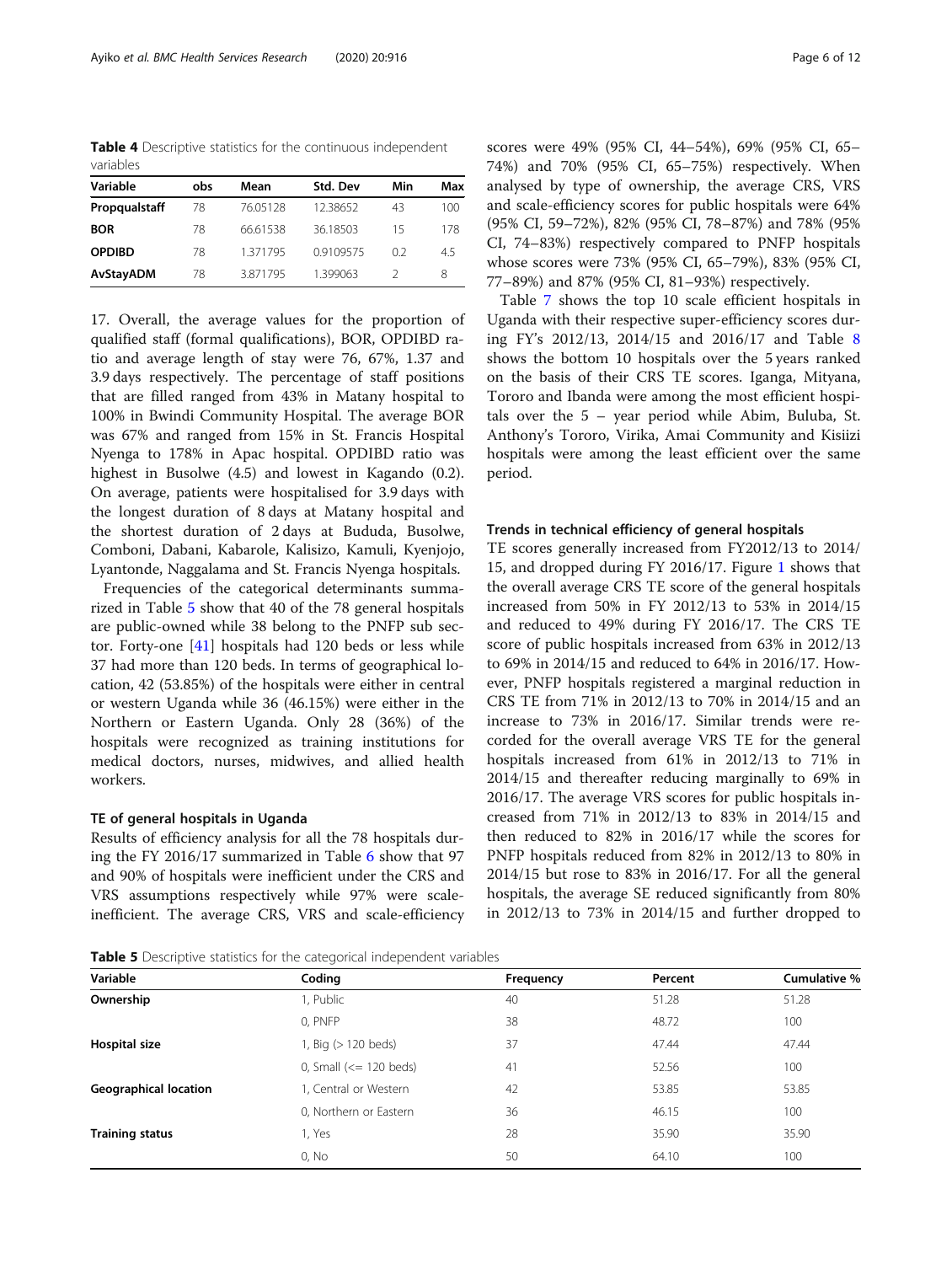**Table 4** Descriptive statistics for the continuous independent variables

| Variable | obs | Mean | Std. Dev | Min | Max |
|---|---|---|---|---|---|
| **Propqualstaff** | 78 | 76.05128 | 12.38652 | 43 | 100 |
| **BOR** | 78 | 66.61538 | 36.18503 | 15 | 178 |
| **OPDIBD** | 78 | 1.371795 | 0.9109575 | 0.2 | 4.5 |
| **AvStayADM** | 78 | 3.871795 | 1.399063 | 2 | 8 |

17. Overall, the average values for the proportion of qualified staff (formal qualifications), BOR, OPDIBD ratio and average length of stay were 76, 67%, 1.37 and 3.9 days respectively. The percentage of staff positions that are filled ranged from 43% in Matany hospital to 100% in Bwindi Community Hospital. The average BOR was 67% and ranged from 15% in St. Francis Hospital Nyenga to 178% in Apac hospital. OPDIBD ratio was highest in Busolwe (4.5) and lowest in Kagando (0.2). On average, patients were hospitalised for 3.9 days with the longest duration of 8 days at Matany hospital and the shortest duration of 2 days at Bududa, Busolwe, Comboni, Dabani, Kabarole, Kalisizo, Kamuli, Kyenjojo, Lyantonde, Naggalama and St. Francis Nyenga hospitals.

Frequencies of the categorical determinants summarized in Table 5 show that 40 of the 78 general hospitals are public-owned while 38 belong to the PNFP sub sector. Forty-one [41] hospitals had 120 beds or less while 37 had more than 120 beds. In terms of geographical location, 42 (53.85%) of the hospitals were either in central or western Uganda while 36 (46.15%) were either in the Northern or Eastern Uganda. Only 28 (36%) of the hospitals were recognized as training institutions for medical doctors, nurses, midwives, and allied health workers.

### TE of general hospitals in Uganda

Results of efficiency analysis for all the 78 hospitals during the FY 2016/17 summarized in Table 6 show that 97 and 90% of hospitals were inefficient under the CRS and VRS assumptions respectively while 97% were scale-inefficient. The average CRS, VRS and scale-efficiency scores were 49% (95% CI, 44–54%), 69% (95% CI, 65–74%) and 70% (95% CI, 65–75%) respectively. When analysed by type of ownership, the average CRS, VRS and scale-efficiency scores for public hospitals were 64% (95% CI, 59–72%), 82% (95% CI, 78–87%) and 78% (95% CI, 74–83%) respectively compared to PNFP hospitals whose scores were 73% (95% CI, 65–79%), 83% (95% CI, 77–89%) and 87% (95% CI, 81–93%) respectively.

Table 7 shows the top 10 scale efficient hospitals in Uganda with their respective super-efficiency scores during FY's 2012/13, 2014/15 and 2016/17 and Table 8 shows the bottom 10 hospitals over the 5 years ranked on the basis of their CRS TE scores. Iganga, Mityana, Tororo and Ibanda were among the most efficient hospitals over the 5 – year period while Abim, Buluba, St. Anthony's Tororo, Virika, Amai Community and Kisiizi hospitals were among the least efficient over the same period.

### Trends in technical efficiency of general hospitals

TE scores generally increased from FY2012/13 to 2014/15, and dropped during FY 2016/17. Figure 1 shows that the overall average CRS TE score of the general hospitals increased from 50% in FY 2012/13 to 53% in 2014/15 and reduced to 49% during FY 2016/17. The CRS TE score of public hospitals increased from 63% in 2012/13 to 69% in 2014/15 and reduced to 64% in 2016/17. However, PNFP hospitals registered a marginal reduction in CRS TE from 71% in 2012/13 to 70% in 2014/15 and an increase to 73% in 2016/17. Similar trends were recorded for the overall average VRS TE for the general hospitals increased from 61% in 2012/13 to 71% in 2014/15 and thereafter reducing marginally to 69% in 2016/17. The average VRS scores for public hospitals increased from 71% in 2012/13 to 83% in 2014/15 and then reduced to 82% in 2016/17 while the scores for PNFP hospitals reduced from 82% in 2012/13 to 80% in 2014/15 but rose to 83% in 2016/17. For all the general hospitals, the average SE reduced significantly from 80% in 2012/13 to 73% in 2014/15 and further dropped to

**Table 5** Descriptive statistics for the categorical independent variables

| Variable | Coding | Frequency | Percent | Cumulative % |
|---|---|---|---|---|
| **Ownership** | 1, Public | 40 | 51.28 | 51.28 |
| | 0, PNFP | 38 | 48.72 | 100 |
| **Hospital size** | 1, Big (> 120 beds) | 37 | 47.44 | 47.44 |
| | 0, Small (<= 120 beds) | 41 | 52.56 | 100 |
| **Geographical location** | 1, Central or Western | 42 | 53.85 | 53.85 |
| | 0, Northern or Eastern | 36 | 46.15 | 100 |
| **Training status** | 1, Yes | 28 | 35.90 | 35.90 |
| | 0, No | 50 | 64.10 | 100 |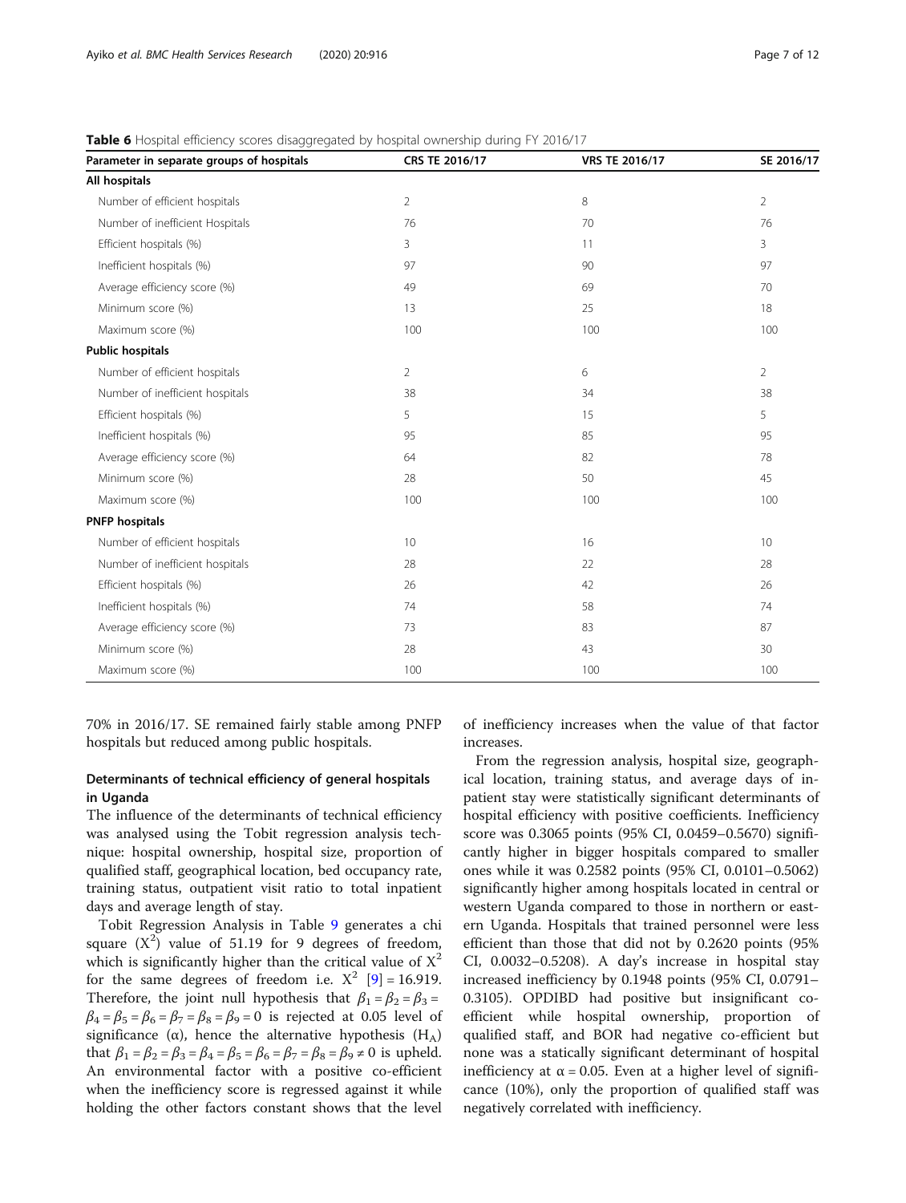**Table 6** Hospital efficiency scores disaggregated by hospital ownership during FY 2016/17

| Parameter in separate groups of hospitals | CRS TE 2016/17 | VRS TE 2016/17 | SE 2016/17 |
|---|---|---|---|
| **All hospitals** | | | |
| Number of efficient hospitals | 2 | 8 | 2 |
| Number of inefficient Hospitals | 76 | 70 | 76 |
| Efficient hospitals (%) | 3 | 11 | 3 |
| Inefficient hospitals (%) | 97 | 90 | 97 |
| Average efficiency score (%) | 49 | 69 | 70 |
| Minimum score (%) | 13 | 25 | 18 |
| Maximum score (%) | 100 | 100 | 100 |
| **Public hospitals** | | | |
| Number of efficient hospitals | 2 | 6 | 2 |
| Number of inefficient hospitals | 38 | 34 | 38 |
| Efficient hospitals (%) | 5 | 15 | 5 |
| Inefficient hospitals (%) | 95 | 85 | 95 |
| Average efficiency score (%) | 64 | 82 | 78 |
| Minimum score (%) | 28 | 50 | 45 |
| Maximum score (%) | 100 | 100 | 100 |
| **PNFP hospitals** | | | |
| Number of efficient hospitals | 10 | 16 | 10 |
| Number of inefficient hospitals | 28 | 22 | 28 |
| Efficient hospitals (%) | 26 | 42 | 26 |
| Inefficient hospitals (%) | 74 | 58 | 74 |
| Average efficiency score (%) | 73 | 83 | 87 |
| Minimum score (%) | 28 | 43 | 30 |
| Maximum score (%) | 100 | 100 | 100 |

70% in 2016/17. SE remained fairly stable among PNFP hospitals but reduced among public hospitals.

## Determinants of technical efficiency of general hospitals in Uganda

The influence of the determinants of technical efficiency was analysed using the Tobit regression analysis technique: hospital ownership, hospital size, proportion of qualified staff, geographical location, bed occupancy rate, training status, outpatient visit ratio to total inpatient days and average length of stay.

Tobit Regression Analysis in Table 9 generates a chi square ($X^2$) value of 51.19 for 9 degrees of freedom, which is significantly higher than the critical value of $X^2$ for the same degrees of freedom i.e. $X^2$ [9] = 16.919. Therefore, the joint null hypothesis that $\beta_1 = \beta_2 = \beta_3 = \beta_4 = \beta_5 = \beta_6 = \beta_7 = \beta_8 = \beta_9 = 0$ is rejected at 0.05 level of significance ($\alpha$), hence the alternative hypothesis ($H_A$) that $\beta_1 = \beta_2 = \beta_3 = \beta_4 = \beta_5 = \beta_6 = \beta_7 = \beta_8 = \beta_9 \neq 0$ is upheld. An environmental factor with a positive co-efficient when the inefficiency score is regressed against it while holding the other factors constant shows that the level of inefficiency increases when the value of that factor increases.

From the regression analysis, hospital size, geographical location, training status, and average days of in-patient stay were statistically significant determinants of hospital efficiency with positive coefficients. Inefficiency score was 0.3065 points (95% CI, 0.0459–0.5670) significantly higher in bigger hospitals compared to smaller ones while it was 0.2582 points (95% CI, 0.0101–0.5062) significantly higher among hospitals located in central or western Uganda compared to those in northern or eastern Uganda. Hospitals that trained personnel were less efficient than those that did not by 0.2620 points (95% CI, 0.0032–0.5208). A day's increase in hospital stay increased inefficiency by 0.1948 points (95% CI, 0.0791–0.3105). OPDIBD had positive but insignificant co-efficient while hospital ownership, proportion of qualified staff, and BOR had negative co-efficient but none was a statically significant determinant of hospital inefficiency at $\alpha = 0.05$. Even at a higher level of significance (10%), only the proportion of qualified staff was negatively correlated with inefficiency.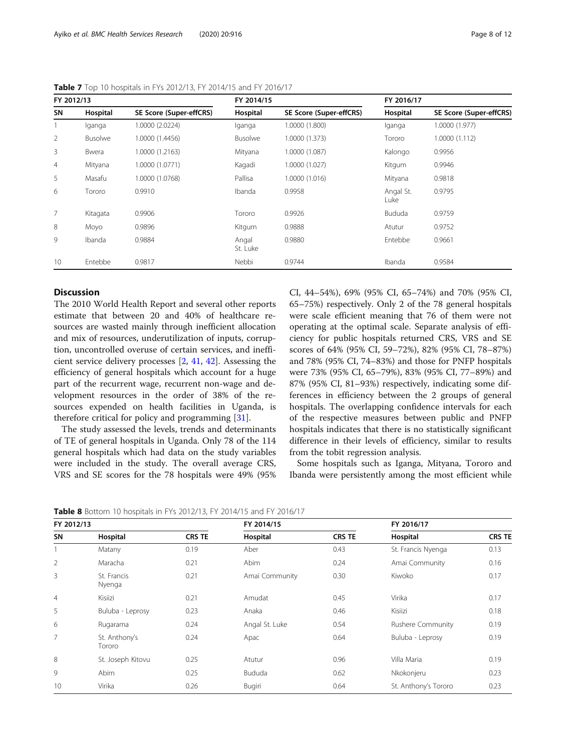**Table 7** Top 10 hospitals in FYs 2012/13, FY 2014/15 and FY 2016/17

| FY 2012/13 | | | FY 2014/15 | | FY 2016/17 | |
|---|---|---|---|---|---|---|
| SN | Hospital | SE Score (Super-effCRS) | Hospital | SE Score (Super-effCRS) | Hospital | SE Score (Super-effCRS) |
| 1 | Iganga | 1.0000 (2.0224) | Iganga | 1.0000 (1.800) | Iganga | 1.0000 (1.977) |
| 2 | Busolwe | 1.0000 (1.4456) | Busolwe | 1.0000 (1.373) | Tororo | 1.0000 (1.112) |
| 3 | Bwera | 1.0000 (1.2163) | Mityana | 1.0000 (1.087) | Kalongo | 0.9956 |
| 4 | Mityana | 1.0000 (1.0771) | Kagadi | 1.0000 (1.027) | Kitgum | 0.9946 |
| 5 | Masafu | 1.0000 (1.0768) | Pallisa | 1.0000 (1.016) | Mityana | 0.9818 |
| 6 | Tororo | 0.9910 | Ibanda | 0.9958 | Angal St. Luke | 0.9795 |
| 7 | Kitagata | 0.9906 | Tororo | 0.9926 | Bududa | 0.9759 |
| 8 | Moyo | 0.9896 | Kitgum | 0.9888 | Atutur | 0.9752 |
| 9 | Ibanda | 0.9884 | Angal St. Luke | 0.9880 | Entebbe | 0.9661 |
| 10 | Entebbe | 0.9817 | Nebbi | 0.9744 | Ibanda | 0.9584 |

## Discussion

The 2010 World Health Report and several other reports estimate that between 20 and 40% of healthcare resources are wasted mainly through inefficient allocation and mix of resources, underutilization of inputs, corruption, uncontrolled overuse of certain services, and inefficient service delivery processes [2, 41, 42]. Assessing the efficiency of general hospitals which account for a huge part of the recurrent wage, recurrent non-wage and development resources in the order of 38% of the resources expended on health facilities in Uganda, is therefore critical for policy and programming [31].

The study assessed the levels, trends and determinants of TE of general hospitals in Uganda. Only 78 of the 114 general hospitals which had data on the study variables were included in the study. The overall average CRS, VRS and SE scores for the 78 hospitals were 49% (95% CI, 44–54%), 69% (95% CI, 65–74%) and 70% (95% CI, 65–75%) respectively. Only 2 of the 78 general hospitals were scale efficient meaning that 76 of them were not operating at the optimal scale. Separate analysis of efficiency for public hospitals returned CRS, VRS and SE scores of 64% (95% CI, 59–72%), 82% (95% CI, 78–87%) and 78% (95% CI, 74–83%) and those for PNFP hospitals were 73% (95% CI, 65–79%), 83% (95% CI, 77–89%) and 87% (95% CI, 81–93%) respectively, indicating some differences in efficiency between the 2 groups of general hospitals. The overlapping confidence intervals for each of the respective measures between public and PNFP hospitals indicates that there is no statistically significant difference in their levels of efficiency, similar to results from the tobit regression analysis.

Some hospitals such as Iganga, Mityana, Tororo and Ibanda were persistently among the most efficient while

**Table 8** Bottom 10 hospitals in FYs 2012/13, FY 2014/15 and FY 2016/17

| FY 2012/13 | | | FY 2014/15 | | FY 2016/17 | |
|---|---|---|---|---|---|---|
| SN | Hospital | CRS TE | Hospital | CRS TE | Hospital | CRS TE |
| 1 | Matany | 0.19 | Aber | 0.43 | St. Francis Nyenga | 0.13 |
| 2 | Maracha | 0.21 | Abim | 0.24 | Amai Community | 0.16 |
| 3 | St. Francis Nyenga | 0.21 | Amai Community | 0.30 | Kiwoko | 0.17 |
| 4 | Kisiizi | 0.21 | Amudat | 0.45 | Virika | 0.17 |
| 5 | Buluba - Leprosy | 0.23 | Anaka | 0.46 | Kisiizi | 0.18 |
| 6 | Rugarama | 0.24 | Angal St. Luke | 0.54 | Rushere Community | 0.19 |
| 7 | St. Anthony's Tororo | 0.24 | Apac | 0.64 | Buluba - Leprosy | 0.19 |
| 8 | St. Joseph Kitovu | 0.25 | Atutur | 0.96 | Villa Maria | 0.19 |
| 9 | Abim | 0.25 | Bududa | 0.62 | Nkokonjeru | 0.23 |
| 10 | Virika | 0.26 | Bugiri | 0.64 | St. Anthony's Tororo | 0.23 |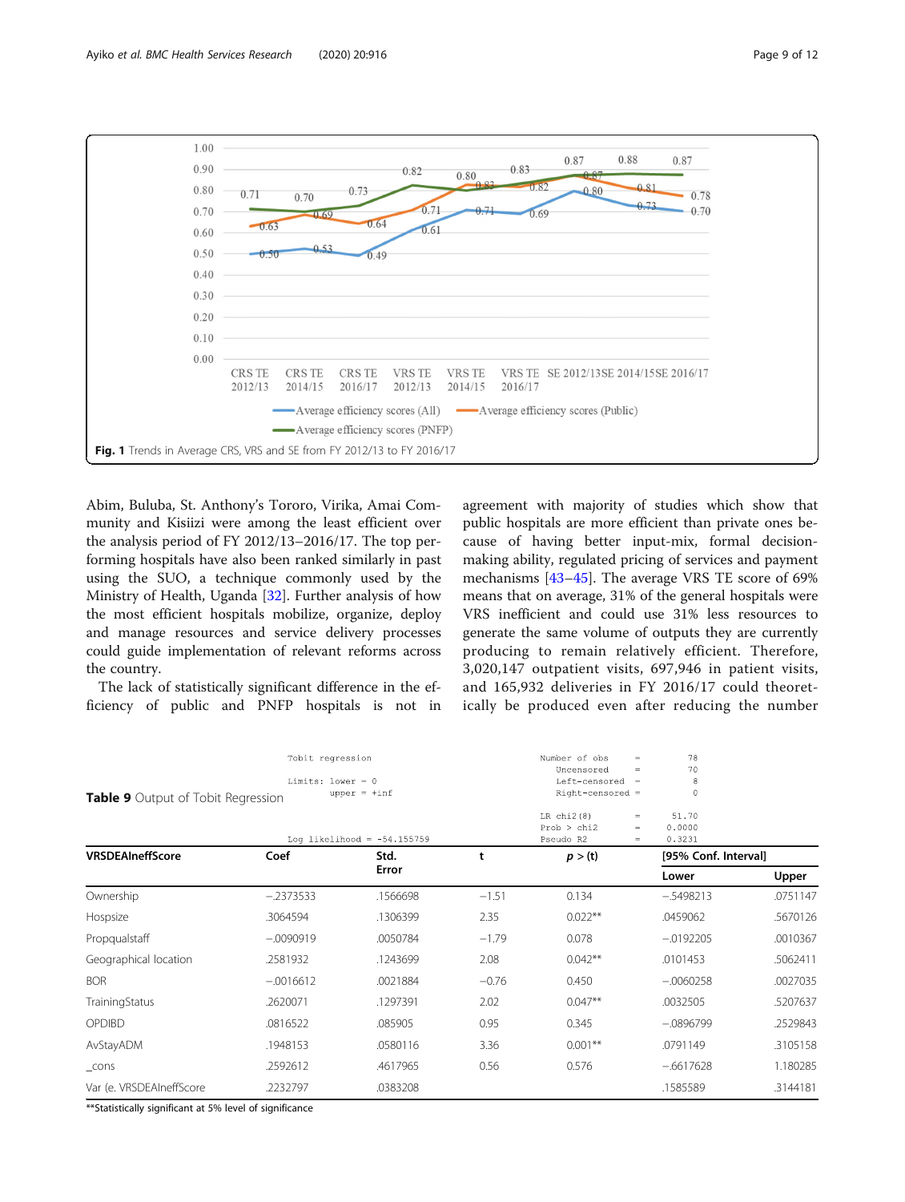Fig. 1 Trends in Average CRS, VRS and SE from FY 2012/13 to FY 2016/17

Abim, Buluba, St. Anthony's Tororo, Virika, Amai Community and Kisiizi were among the least efficient over the analysis period of FY 2012/13–2016/17. The top performing hospitals have also been ranked similarly in past using the SUO, a technique commonly used by the Ministry of Health, Uganda [32]. Further analysis of how the most efficient hospitals mobilize, organize, deploy and manage resources and service delivery processes could guide implementation of relevant reforms across the country.

The lack of statistically significant difference in the efficiency of public and PNFP hospitals is not in agreement with majority of studies which show that public hospitals are more efficient than private ones because of having better input-mix, formal decision-making ability, regulated pricing of services and payment mechanisms [43–45]. The average VRS TE score of 69% means that on average, 31% of the general hospitals were VRS inefficient and could use 31% less resources to generate the same volume of outputs they are currently producing to remain relatively efficient. Therefore, 3,020,147 outpatient visits, 697,946 in patient visits, and 165,932 deliveries in FY 2016/17 could theoretically be produced even after reducing the number

**Table 9** Output of Tobit Regression

```
Tobit regression                                    Number of obs     =         78
                                                       Uncensored     =         70
Limits: lower = 0                                      Left-censored  =          8
        upper = +inf                                   Right-censored =          0

                                                    LR chi2(8)        =      51.70
                                                    Prob > chi2       =     0.0000
Log likelihood = -54.155759                         Pseudo R2         =     0.3231
```

| VRSDEAIneffScore | Coef | Std. Error | t | *p* > (t) | [95% Conf. Interval] | |
|---|---|---|---|---|---|---|
| | | | | | Lower | Upper |
| Ownership | −.2373533 | .1566698 | −1.51 | 0.134 | −.5498213 | .0751147 |
| Hospsize | .3064594 | .1306399 | 2.35 | 0.022** | .0459062 | .5670126 |
| Propqualstaff | −.0090919 | .0050784 | −1.79 | 0.078 | −.0192205 | .0010367 |
| Geographical location | .2581932 | .1243699 | 2.08 | 0.042** | .0101453 | .5062411 |
| BOR | −.0016612 | .0021884 | −0.76 | 0.450 | −.0060258 | .0027035 |
| TrainingStatus | .2620071 | .1297391 | 2.02 | 0.047** | .0032505 | .5207637 |
| OPDIBD | .0816522 | .085905 | 0.95 | 0.345 | −.0896799 | .2529843 |
| AvStayADM | .1948153 | .0580116 | 3.36 | 0.001** | .0791149 | .3105158 |
| _cons | .2592612 | .4617965 | 0.56 | 0.576 | −.6617628 | 1.180285 |
| Var (e. VRSDEAIneffScore | .2232797 | .0383208 | | | .1585589 | .3144181 |

**Statistically significant at 5% level of significance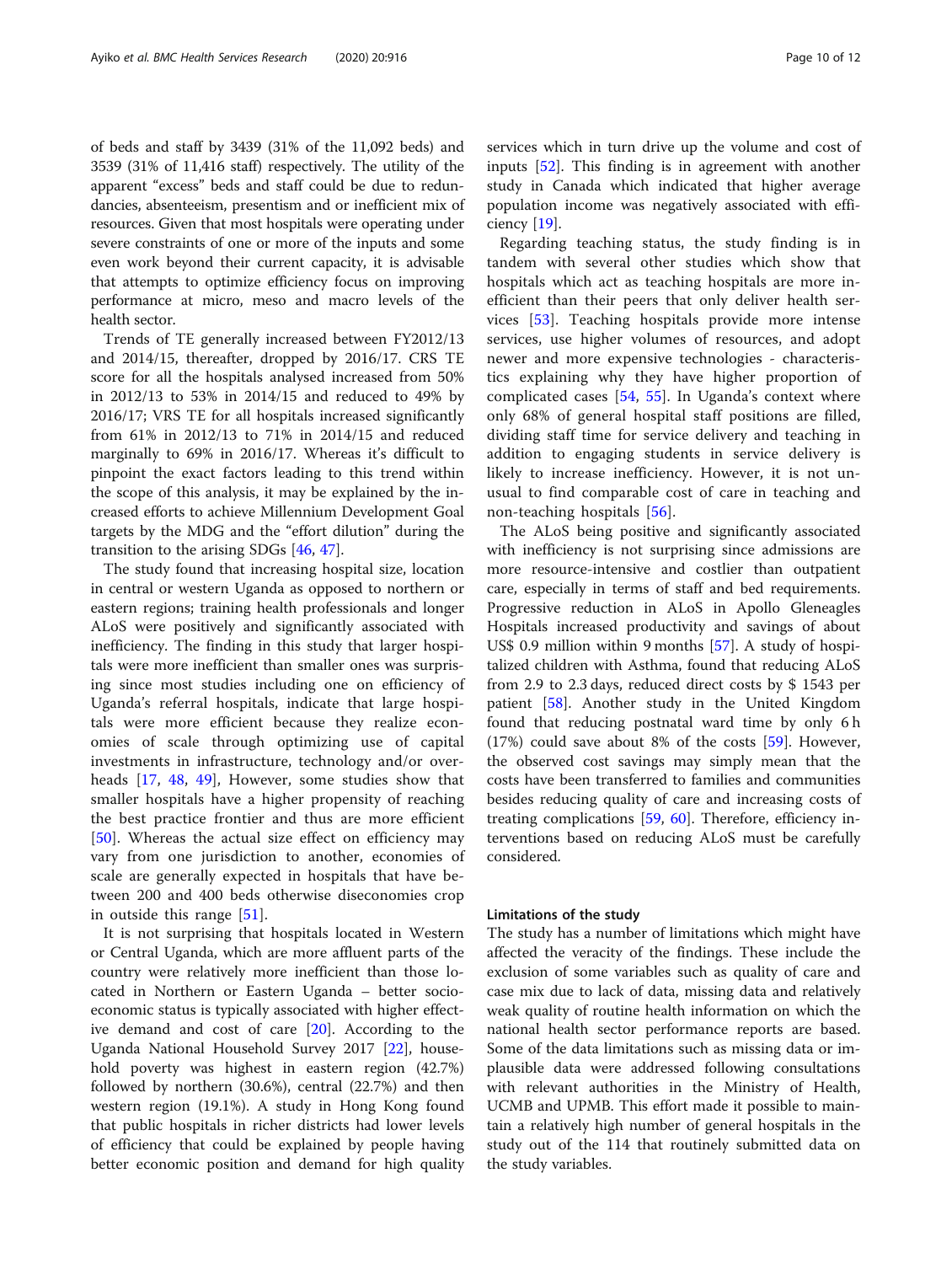of beds and staff by 3439 (31% of the 11,092 beds) and 3539 (31% of 11,416 staff) respectively. The utility of the apparent "excess" beds and staff could be due to redundancies, absenteeism, presentism and or inefficient mix of resources. Given that most hospitals were operating under severe constraints of one or more of the inputs and some even work beyond their current capacity, it is advisable that attempts to optimize efficiency focus on improving performance at micro, meso and macro levels of the health sector.

Trends of TE generally increased between FY2012/13 and 2014/15, thereafter, dropped by 2016/17. CRS TE score for all the hospitals analysed increased from 50% in 2012/13 to 53% in 2014/15 and reduced to 49% by 2016/17; VRS TE for all hospitals increased significantly from 61% in 2012/13 to 71% in 2014/15 and reduced marginally to 69% in 2016/17. Whereas it's difficult to pinpoint the exact factors leading to this trend within the scope of this analysis, it may be explained by the increased efforts to achieve Millennium Development Goal targets by the MDG and the "effort dilution" during the transition to the arising SDGs [46, 47].

The study found that increasing hospital size, location in central or western Uganda as opposed to northern or eastern regions; training health professionals and longer ALoS were positively and significantly associated with inefficiency. The finding in this study that larger hospitals were more inefficient than smaller ones was surprising since most studies including one on efficiency of Uganda's referral hospitals, indicate that large hospitals were more efficient because they realize economies of scale through optimizing use of capital investments in infrastructure, technology and/or overheads [17, 48, 49], However, some studies show that smaller hospitals have a higher propensity of reaching the best practice frontier and thus are more efficient [50]. Whereas the actual size effect on efficiency may vary from one jurisdiction to another, economies of scale are generally expected in hospitals that have between 200 and 400 beds otherwise diseconomies crop in outside this range [51].

It is not surprising that hospitals located in Western or Central Uganda, which are more affluent parts of the country were relatively more inefficient than those located in Northern or Eastern Uganda – better socioeconomic status is typically associated with higher effective demand and cost of care [20]. According to the Uganda National Household Survey 2017 [22], household poverty was highest in eastern region (42.7%) followed by northern (30.6%), central (22.7%) and then western region (19.1%). A study in Hong Kong found that public hospitals in richer districts had lower levels of efficiency that could be explained by people having better economic position and demand for high quality services which in turn drive up the volume and cost of inputs [52]. This finding is in agreement with another study in Canada which indicated that higher average population income was negatively associated with efficiency [19].

Regarding teaching status, the study finding is in tandem with several other studies which show that hospitals which act as teaching hospitals are more inefficient than their peers that only deliver health services [53]. Teaching hospitals provide more intense services, use higher volumes of resources, and adopt newer and more expensive technologies - characteristics explaining why they have higher proportion of complicated cases [54, 55]. In Uganda's context where only 68% of general hospital staff positions are filled, dividing staff time for service delivery and teaching in addition to engaging students in service delivery is likely to increase inefficiency. However, it is not unusual to find comparable cost of care in teaching and non-teaching hospitals [56].

The ALoS being positive and significantly associated with inefficiency is not surprising since admissions are more resource-intensive and costlier than outpatient care, especially in terms of staff and bed requirements. Progressive reduction in ALoS in Apollo Gleneagles Hospitals increased productivity and savings of about US$ 0.9 million within 9 months [57]. A study of hospitalized children with Asthma, found that reducing ALoS from 2.9 to 2.3 days, reduced direct costs by $ 1543 per patient [58]. Another study in the United Kingdom found that reducing postnatal ward time by only 6 h (17%) could save about 8% of the costs [59]. However, the observed cost savings may simply mean that the costs have been transferred to families and communities besides reducing quality of care and increasing costs of treating complications [59, 60]. Therefore, efficiency interventions based on reducing ALoS must be carefully considered.

## Limitations of the study

The study has a number of limitations which might have affected the veracity of the findings. These include the exclusion of some variables such as quality of care and case mix due to lack of data, missing data and relatively weak quality of routine health information on which the national health sector performance reports are based. Some of the data limitations such as missing data or implausible data were addressed following consultations with relevant authorities in the Ministry of Health, UCMB and UPMB. This effort made it possible to maintain a relatively high number of general hospitals in the study out of the 114 that routinely submitted data on the study variables.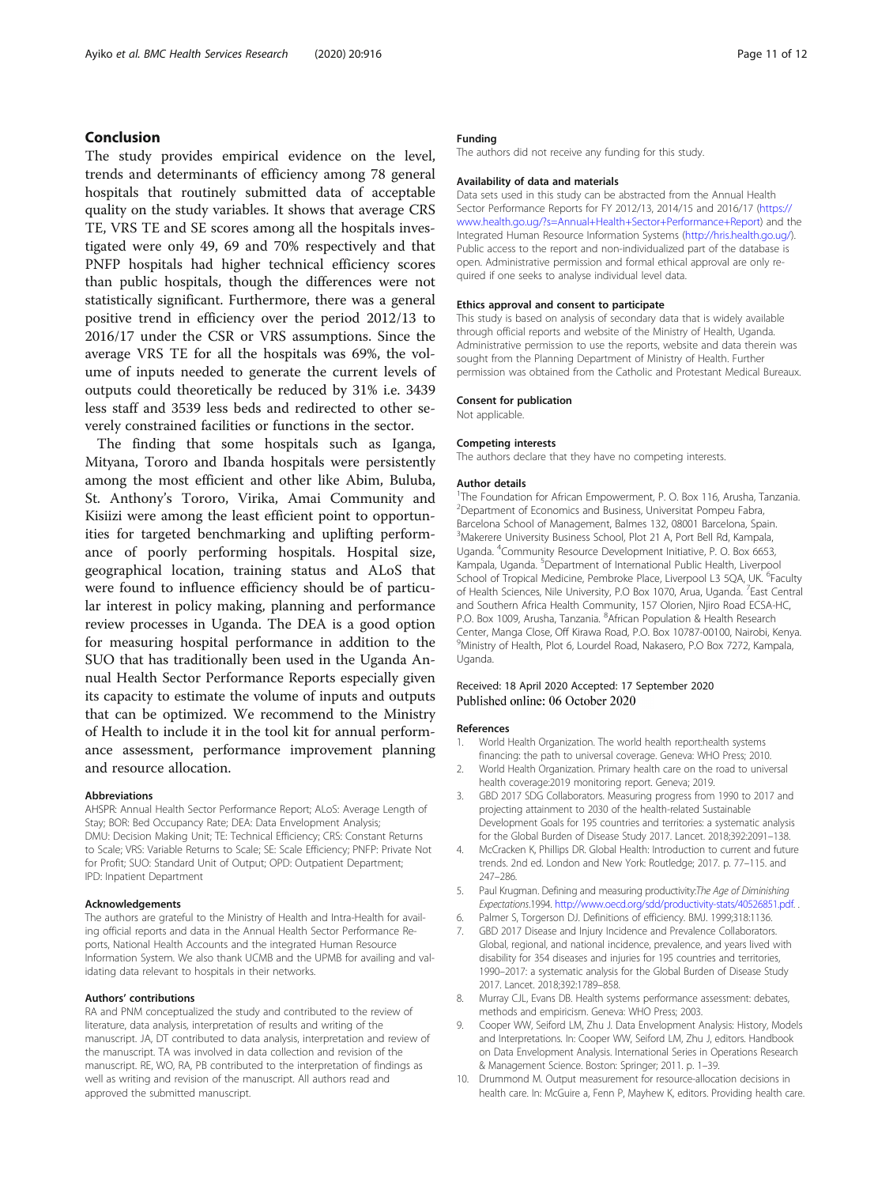## Conclusion

The study provides empirical evidence on the level, trends and determinants of efficiency among 78 general hospitals that routinely submitted data of acceptable quality on the study variables. It shows that average CRS TE, VRS TE and SE scores among all the hospitals investigated were only 49, 69 and 70% respectively and that PNFP hospitals had higher technical efficiency scores than public hospitals, though the differences were not statistically significant. Furthermore, there was a general positive trend in efficiency over the period 2012/13 to 2016/17 under the CSR or VRS assumptions. Since the average VRS TE for all the hospitals was 69%, the volume of inputs needed to generate the current levels of outputs could theoretically be reduced by 31% i.e. 3439 less staff and 3539 less beds and redirected to other severely constrained facilities or functions in the sector.

The finding that some hospitals such as Iganga, Mityana, Tororo and Ibanda hospitals were persistently among the most efficient and other like Abim, Buluba, St. Anthony's Tororo, Virika, Amai Community and Kisiizi were among the least efficient point to opportunities for targeted benchmarking and uplifting performance of poorly performing hospitals. Hospital size, geographical location, training status and ALoS that were found to influence efficiency should be of particular interest in policy making, planning and performance review processes in Uganda. The DEA is a good option for measuring hospital performance in addition to the SUO that has traditionally been used in the Uganda Annual Health Sector Performance Reports especially given its capacity to estimate the volume of inputs and outputs that can be optimized. We recommend to the Ministry of Health to include it in the tool kit for annual performance assessment, performance improvement planning and resource allocation.

### Abbreviations

AHSPR: Annual Health Sector Performance Report; ALoS: Average Length of Stay; BOR: Bed Occupancy Rate; DEA: Data Envelopment Analysis; DMU: Decision Making Unit; TE: Technical Efficiency; CRS: Constant Returns to Scale; VRS: Variable Returns to Scale; SE: Scale Efficiency; PNFP: Private Not for Profit; SUO: Standard Unit of Output; OPD: Outpatient Department; IPD: Inpatient Department

### Acknowledgements

The authors are grateful to the Ministry of Health and Intra-Health for availing official reports and data in the Annual Health Sector Performance Reports, National Health Accounts and the integrated Human Resource Information System. We also thank UCMB and the UPMB for availing and validating data relevant to hospitals in their networks.

### Authors' contributions

RA and PNM conceptualized the study and contributed to the review of literature, data analysis, interpretation of results and writing of the manuscript. JA, DT contributed to data analysis, interpretation and review of the manuscript. TA was involved in data collection and revision of the manuscript. RE, WO, RA, PB contributed to the interpretation of findings as well as writing and revision of the manuscript. All authors read and approved the submitted manuscript.

### Funding

The authors did not receive any funding for this study.

### Availability of data and materials

Data sets used in this study can be abstracted from the Annual Health Sector Performance Reports for FY 2012/13, 2014/15 and 2016/17 (https://www.health.go.ug/?s=Annual+Health+Sector+Performance+Report) and the Integrated Human Resource Information Systems (http://hris.health.go.ug/). Public access to the report and non-individualized part of the database is open. Administrative permission and formal ethical approval are only required if one seeks to analyse individual level data.

### Ethics approval and consent to participate

This study is based on analysis of secondary data that is widely available through official reports and website of the Ministry of Health, Uganda. Administrative permission to use the reports, website and data therein was sought from the Planning Department of Ministry of Health. Further permission was obtained from the Catholic and Protestant Medical Bureaux.

### Consent for publication

Not applicable.

### Competing interests

The authors declare that they have no competing interests.

### Author details

[1]The Foundation for African Empowerment, P. O. Box 116, Arusha, Tanzania. [2]Department of Economics and Business, Universitat Pompeu Fabra, Barcelona School of Management, Balmes 132, 08001 Barcelona, Spain. [3]Makerere University Business School, Plot 21 A, Port Bell Rd, Kampala, Uganda. [4]Community Resource Development Initiative, P. O. Box 6653, Kampala, Uganda. [5]Department of International Public Health, Liverpool School of Tropical Medicine, Pembroke Place, Liverpool L3 5QA, UK. [6]Faculty of Health Sciences, Nile University, P.O Box 1070, Arua, Uganda. [7]East Central and Southern Africa Health Community, 157 Olorien, Njiro Road ECSA-HC, P.O. Box 1009, Arusha, Tanzania. [8]African Population & Health Research Center, Manga Close, Off Kirawa Road, P.O. Box 10787-00100, Nairobi, Kenya. [9]Ministry of Health, Plot 6, Lourdel Road, Nakasero, P.O Box 7272, Kampala, Uganda.

Received: 18 April 2020 Accepted: 17 September 2020
Published online: 06 October 2020

### References

1. World Health Organization. The world health report:health systems financing: the path to universal coverage. Geneva: WHO Press; 2010.
2. World Health Organization. Primary health care on the road to universal health coverage:2019 monitoring report. Geneva; 2019.
3. GBD 2017 SDG Collaborators. Measuring progress from 1990 to 2017 and projecting attainment to 2030 of the health-related Sustainable Development Goals for 195 countries and territories: a systematic analysis for the Global Burden of Disease Study 2017. Lancet. 2018;392:2091–138.
4. McCracken K, Phillips DR. Global Health: Introduction to current and future trends. 2nd ed. London and New York: Routledge; 2017. p. 77–115. and 247–286.
5. Paul Krugman. Defining and measuring productivity:*The Age of Diminishing Expectations*.1994. http://www.oecd.org/sdd/productivity-stats/40526851.pdf. .
6. Palmer S, Torgerson DJ. Definitions of efficiency. BMJ. 1999;318:1136.
7. GBD 2017 Disease and Injury Incidence and Prevalence Collaborators. Global, regional, and national incidence, prevalence, and years lived with disability for 354 diseases and injuries for 195 countries and territories, 1990–2017: a systematic analysis for the Global Burden of Disease Study 2017. Lancet. 2018;392:1789–858.
8. Murray CJL, Evans DB. Health systems performance assessment: debates, methods and empiricism. Geneva: WHO Press; 2003.
9. Cooper WW, Seiford LM, Zhu J. Data Envelopment Analysis: History, Models and Interpretations. In: Cooper WW, Seiford LM, Zhu J, editors. Handbook on Data Envelopment Analysis. International Series in Operations Research & Management Science. Boston: Springer; 2011. p. 1–39.
10. Drummond M. Output measurement for resource-allocation decisions in health care. In: McGuire a, Fenn P, Mayhew K, editors. Providing health care.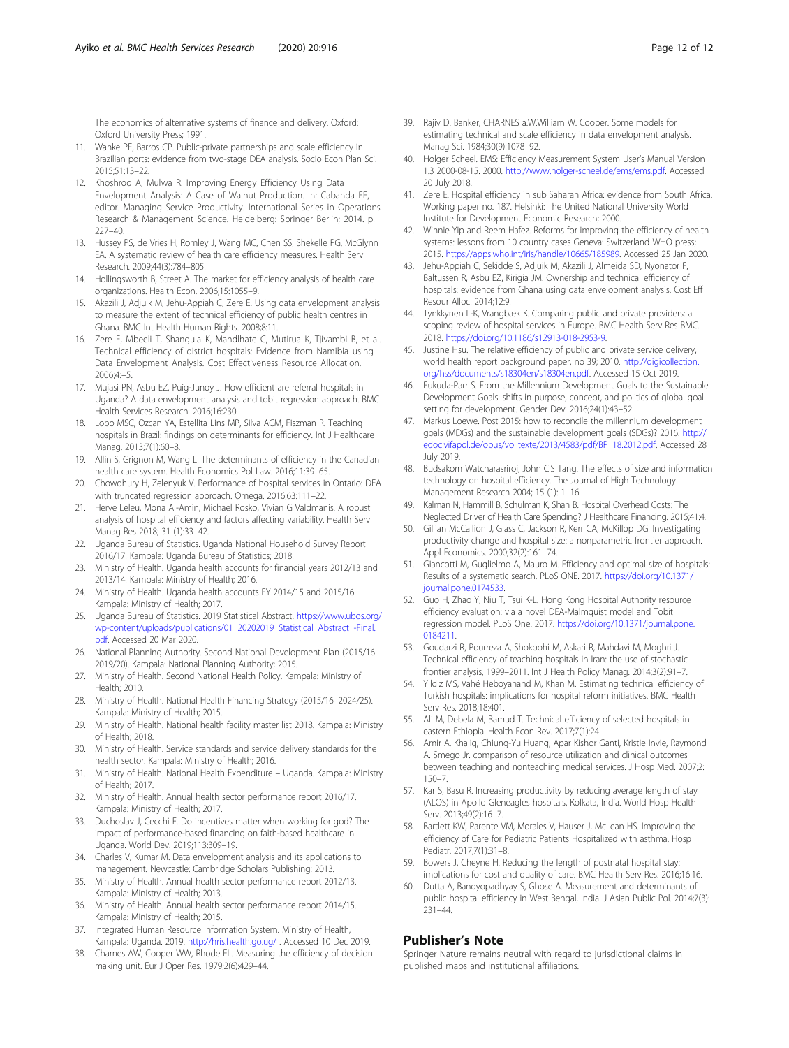The economics of alternative systems of finance and delivery. Oxford: Oxford University Press; 1991.

11. Wanke PF, Barros CP. Public-private partnerships and scale efficiency in Brazilian ports: evidence from two-stage DEA analysis. Socio Econ Plan Sci. 2015;51:13–22.
12. Khoshroo A, Mulwa R. Improving Energy Efficiency Using Data Envelopment Analysis: A Case of Walnut Production. In: Cabanda EE, editor. Managing Service Productivity. International Series in Operations Research & Management Science. Heidelberg: Springer Berlin; 2014. p. 227–40.
13. Hussey PS, de Vries H, Romley J, Wang MC, Chen SS, Shekelle PG, McGlynn EA. A systematic review of health care efficiency measures. Health Serv Research. 2009;44(3):784–805.
14. Hollingsworth B, Street A. The market for efficiency analysis of health care organizations. Health Econ. 2006;15:1055–9.
15. Akazili J, Adjuik M, Jehu-Appiah C, Zere E. Using data envelopment analysis to measure the extent of technical efficiency of public health centres in Ghana. BMC Int Health Human Rights. 2008;8:11.
16. Zere E, Mbeeli T, Shangula K, Mandlhate C, Mutirua K, Tjivambi B, et al. Technical efficiency of district hospitals: Evidence from Namibia using Data Envelopment Analysis. Cost Effectiveness Resource Allocation. 2006;4:–5.
17. Mujasi PN, Asbu EZ, Puig-Junoy J. How efficient are referral hospitals in Uganda? A data envelopment analysis and tobit regression approach. BMC Health Services Research. 2016;16:230.
18. Lobo MSC, Ozcan YA, Estellita Lins MP, Silva ACM, Fiszman R. Teaching hospitals in Brazil: findings on determinants for efficiency. Int J Healthcare Manag. 2013;7(1):60–8.
19. Allin S, Grignon M, Wang L. The determinants of efficiency in the Canadian health care system. Health Economics Pol Law. 2016;11:39–65.
20. Chowdhury H, Zelenyuk V. Performance of hospital services in Ontario: DEA with truncated regression approach. Omega. 2016;63:111–22.
21. Herve Leleu, Mona Al-Amin, Michael Rosko, Vivian G Valdmanis. A robust analysis of hospital efficiency and factors affecting variability. Health Serv Manag Res 2018; 31 (1):33–42.
22. Uganda Bureau of Statistics. Uganda National Household Survey Report 2016/17. Kampala: Uganda Bureau of Statistics; 2018.
23. Ministry of Health. Uganda health accounts for financial years 2012/13 and 2013/14. Kampala: Ministry of Health; 2016.
24. Ministry of Health. Uganda health accounts FY 2014/15 and 2015/16. Kampala: Ministry of Health; 2017.
25. Uganda Bureau of Statistics. 2019 Statistical Abstract. https://www.ubos.org/wp-content/uploads/publications/01_20202019_Statistical_Abstract_-Final.pdf. Accessed 20 Mar 2020.
26. National Planning Authority. Second National Development Plan (2015/16–2019/20). Kampala: National Planning Authority; 2015.
27. Ministry of Health. Second National Health Policy. Kampala: Ministry of Health; 2010.
28. Ministry of Health. National Health Financing Strategy (2015/16–2024/25). Kampala: Ministry of Health; 2015.
29. Ministry of Health. National health facility master list 2018. Kampala: Ministry of Health; 2018.
30. Ministry of Health. Service standards and service delivery standards for the health sector. Kampala: Ministry of Health; 2016.
31. Ministry of Health. National Health Expenditure – Uganda. Kampala: Ministry of Health; 2017.
32. Ministry of Health. Annual health sector performance report 2016/17. Kampala: Ministry of Health; 2017.
33. Duchoslav J, Cecchi F. Do incentives matter when working for god? The impact of performance-based financing on faith-based healthcare in Uganda. World Dev. 2019;113:309–19.
34. Charles V, Kumar M. Data envelopment analysis and its applications to management. Newcastle: Cambridge Scholars Publishing; 2013.
35. Ministry of Health. Annual health sector performance report 2012/13. Kampala: Ministry of Health; 2013.
36. Ministry of Health. Annual health sector performance report 2014/15. Kampala: Ministry of Health; 2015.
37. Integrated Human Resource Information System. Ministry of Health, Kampala: Uganda. 2019. http://hris.health.go.ug/ . Accessed 10 Dec 2019.
38. Charnes AW, Cooper WW, Rhode EL. Measuring the efficiency of decision making unit. Eur J Oper Res. 1979;2(6):429–44.
39. Rajiv D. Banker, CHARNES a.W.William W. Cooper. Some models for estimating technical and scale efficiency in data envelopment analysis. Manag Sci. 1984;30(9):1078–92.
40. Holger Scheel. EMS: Efficiency Measurement System User's Manual Version 1.3 2000-08-15. 2000. http://www.holger-scheel.de/ems/ems.pdf. Accessed 20 July 2018.
41. Zere E. Hospital efficiency in sub Saharan Africa: evidence from South Africa. Working paper no. 187. Helsinki: The United National University World Institute for Development Economic Research; 2000.
42. Winnie Yip and Reem Hafez. Reforms for improving the efficiency of health systems: lessons from 10 country cases Geneva: Switzerland WHO press; 2015. https://apps.who.int/iris/handle/10665/185989. Accessed 25 Jan 2020.
43. Jehu-Appiah C, Sekidde S, Adjuik M, Akazili J, Almeida SD, Nyonator F, Baltussen R, Asbu EZ, Kirigia JM. Ownership and technical efficiency of hospitals: evidence from Ghana using data envelopment analysis. Cost Eff Resour Alloc. 2014;12:9.
44. Tynkkynen L-K, Vrangbæk K. Comparing public and private providers: a scoping review of hospital services in Europe. BMC Health Serv Res BMC. 2018. https://doi.org/10.1186/s12913-018-2953-9.
45. Justine Hsu. The relative efficiency of public and private service delivery, world health report background paper, no 39; 2010. http://digicollection.org/hss/documents/s18304en/s18304en.pdf. Accessed 15 Oct 2019.
46. Fukuda-Parr S. From the Millennium Development Goals to the Sustainable Development Goals: shifts in purpose, concept, and politics of global goal setting for development. Gender Dev. 2016;24(1):43–52.
47. Markus Loewe. Post 2015: how to reconcile the millennium development goals (MDGs) and the sustainable development goals (SDGs)? 2016. http://edoc.vifapol.de/opus/volltexte/2013/4583/pdf/BP_18.2012.pdf. Accessed 28 July 2019.
48. Budsakorn Watcharasriroj, John C.S Tang. The effects of size and information technology on hospital efficiency. The Journal of High Technology Management Research 2004; 15 (1): 1–16.
49. Kalman N, Hammill B, Schulman K, Shah B. Hospital Overhead Costs: The Neglected Driver of Health Care Spending? J Healthcare Financing. 2015;41:4.
50. Gillian McCallion J, Glass C, Jackson R, Kerr CA, McKillop DG. Investigating productivity change and hospital size: a nonparametric frontier approach. Appl Economics. 2000;32(2):161–74.
51. Giancotti M, Guglielmo A, Mauro M. Efficiency and optimal size of hospitals: Results of a systematic search. PLoS ONE. 2017. https://doi.org/10.1371/journal.pone.0174533.
52. Guo H, Zhao Y, Niu T, Tsui K-L. Hong Kong Hospital Authority resource efficiency evaluation: via a novel DEA-Malmquist model and Tobit regression model. PLoS One. 2017. https://doi.org/10.1371/journal.pone.0184211.
53. Goudarzi R, Pourreza A, Shokoohi M, Askari R, Mahdavi M, Moghri J. Technical efficiency of teaching hospitals in Iran: the use of stochastic frontier analysis, 1999–2011. Int J Health Policy Manag. 2014;3(2):91–7.
54. Yildiz MS, Vahé Heboyanand M, Khan M. Estimating technical efficiency of Turkish hospitals: implications for hospital reform initiatives. BMC Health Serv Res. 2018;18:401.
55. Ali M, Debela M, Bamud T. Technical efficiency of selected hospitals in eastern Ethiopia. Health Econ Rev. 2017;7(1):24.
56. Amir A. Khaliq, Chiung-Yu Huang, Apar Kishor Ganti, Kristie Invie, Raymond A. Smego Jr. comparison of resource utilization and clinical outcomes between teaching and nonteaching medical services. J Hosp Med. 2007;2:150–7.
57. Kar S, Basu R. Increasing productivity by reducing average length of stay (ALOS) in Apollo Gleneagles hospitals, Kolkata, India. World Hosp Health Serv. 2013;49(2):16–7.
58. Bartlett KW, Parente VM, Morales V, Hauser J, McLean HS. Improving the efficiency of Care for Pediatric Patients Hospitalized with asthma. Hosp Pediatr. 2017;7(1):31–8.
59. Bowers J, Cheyne H. Reducing the length of postnatal hospital stay: implications for cost and quality of care. BMC Health Serv Res. 2016;16:16.
60. Dutta A, Bandyopadhyay S, Ghose A. Measurement and determinants of public hospital efficiency in West Bengal, India. J Asian Public Pol. 2014;7(3):231–44.

## Publisher's Note

Springer Nature remains neutral with regard to jurisdictional claims in published maps and institutional affiliations.